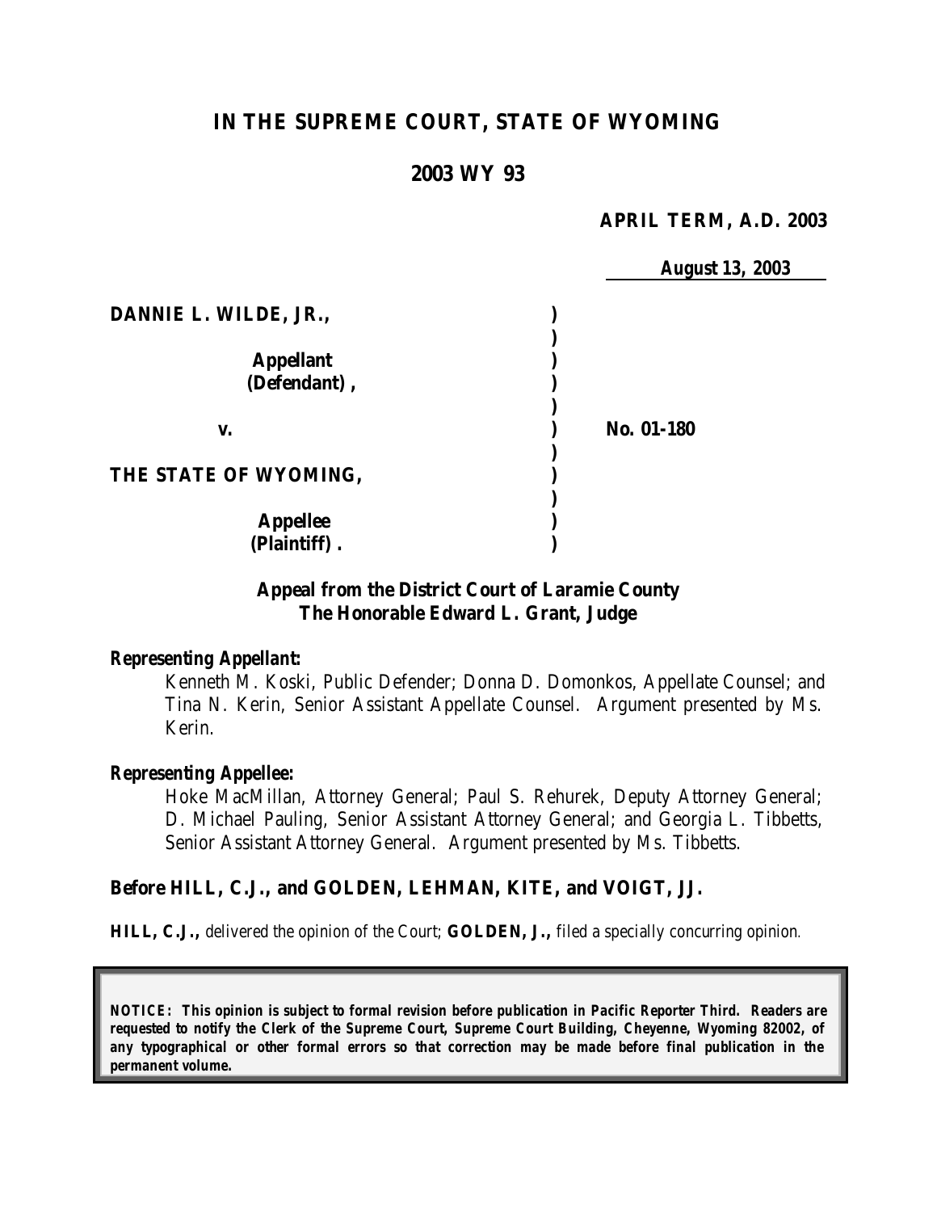# IN THE SUPREME COURT, STATE OF WYOMING

## 2003 WY 93

**APRIL TERM, A.D. 2003**

**August 13, 2003**

| | | |
|---|---|---|
| **DANNIE L. WILDE, JR.,** | ) | |
| | ) | |
| **Appellant** | ) | |
| **(Defendant),** | ) | |
| | ) | |
| **v.** | ) | **No. 01-180** |
| | ) | |
| **THE STATE OF WYOMING,** | ) | |
| | ) | |
| **Appellee** | ) | |
| **(Plaintiff).** | ) | |

**Appeal from the District Court of Laramie County**
**The Honorable Edward L. Grant, Judge**

***Representing Appellant:***

Kenneth M. Koski, Public Defender; Donna D. Domonkos, Appellate Counsel; and Tina N. Kerin, Senior Assistant Appellate Counsel. Argument presented by Ms. Kerin.

***Representing Appellee:***

Hoke MacMillan, Attorney General; Paul S. Rehurek, Deputy Attorney General; D. Michael Pauling, Senior Assistant Attorney General; and Georgia L. Tibbetts, Senior Assistant Attorney General. Argument presented by Ms. Tibbetts.

**Before HILL, C.J., and GOLDEN, LEHMAN, KITE, and VOIGT, JJ.**

**HILL, C.J.,** delivered the opinion of the Court; **GOLDEN, J.,** filed a specially concurring opinion.

**NOTICE: This opinion is subject to formal revision before publication in Pacific Reporter Third. Readers are requested to notify the Clerk of the Supreme Court, Supreme Court Building, Cheyenne, Wyoming 82002, of any typographical or other formal errors so that correction may be made before final publication in the permanent volume.**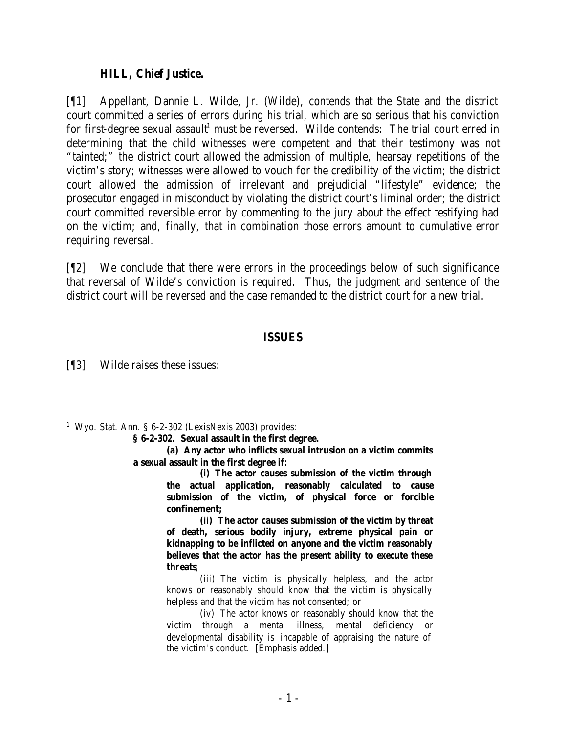**HILL, Chief Justice.**

[¶1] Appellant, Dannie L. Wilde, Jr. (Wilde), contends that the State and the district court committed a series of errors during his trial, which are so serious that his conviction for first-degree sexual assault[1] must be reversed. Wilde contends: The trial court erred in determining that the child witnesses were competent and that their testimony was not "tainted;" the district court allowed the admission of multiple, hearsay repetitions of the victim's story; witnesses were allowed to vouch for the credibility of the victim; the district court allowed the admission of irrelevant and prejudicial "lifestyle" evidence; the prosecutor engaged in misconduct by violating the district court's liminal order; the district court committed reversible error by commenting to the jury about the effect testifying had on the victim; and, finally, that in combination those errors amount to cumulative error requiring reversal.

[¶2] We conclude that there were errors in the proceedings below of such significance that reversal of Wilde's conviction is required. Thus, the judgment and sentence of the district court will be reversed and the case remanded to the district court for a new trial.

## ISSUES

[¶3] Wilde raises these issues:

---

[1] Wyo. Stat. Ann. § 6-2-302 (LexisNexis 2003) provides:

> **§ 6-2-302. Sexual assault in the first degree.**
>
> **(a) Any actor who inflicts sexual intrusion on a victim commits a sexual assault in the first degree if:**
>
> **(i) The actor causes submission of the victim through the actual application, reasonably calculated to cause submission of the victim, of physical force or forcible confinement;**
>
> **(ii) The actor causes submission of the victim by threat of death, serious bodily injury, extreme physical pain or kidnapping to be inflicted on anyone and the victim reasonably believes that the actor has the present ability to execute these threats**;
>
> (iii) The victim is physically helpless, and the actor knows or reasonably should know that the victim is physically helpless and that the victim has not consented; or
>
> (iv) The actor knows or reasonably should know that the victim through a mental illness, mental deficiency or developmental disability is incapable of appraising the nature of the victim's conduct. [Emphasis added.]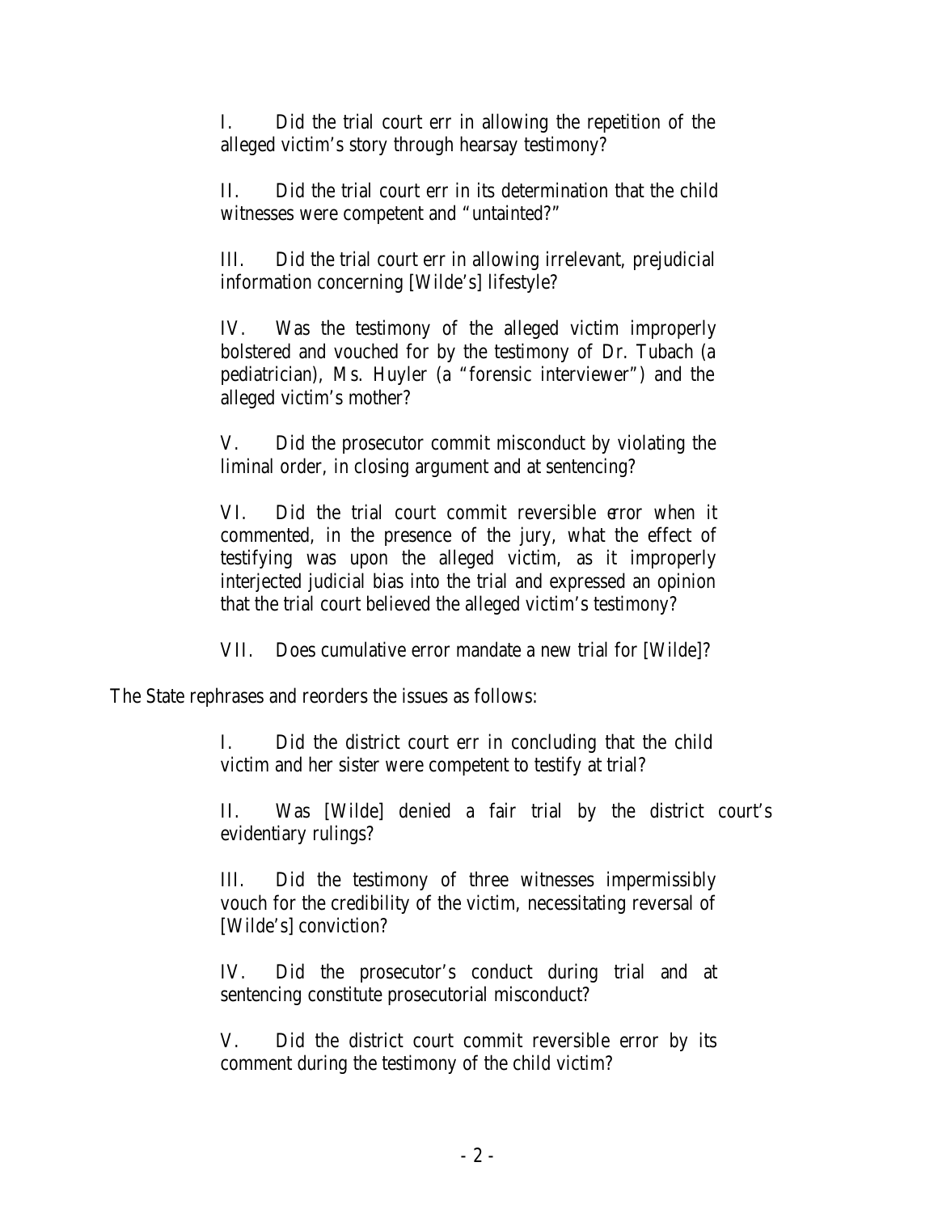I. Did the trial court err in allowing the repetition of the alleged victim's story through hearsay testimony?

II. Did the trial court err in its determination that the child witnesses were competent and "untainted?"

III. Did the trial court err in allowing irrelevant, prejudicial information concerning [Wilde's] lifestyle?

IV. Was the testimony of the alleged victim improperly bolstered and vouched for by the testimony of Dr. Tubach (a pediatrician), Ms. Huyler (a "forensic interviewer") and the alleged victim's mother?

V. Did the prosecutor commit misconduct by violating the liminal order, in closing argument and at sentencing?

VI. Did the trial court commit reversible error when it commented, in the presence of the jury, what the effect of testifying was upon the alleged victim, as it improperly interjected judicial bias into the trial and expressed an opinion that the trial court believed the alleged victim's testimony?

VII. Does cumulative error mandate a new trial for [Wilde]?

The State rephrases and reorders the issues as follows:

I. Did the district court err in concluding that the child victim and her sister were competent to testify at trial?

II. Was [Wilde] denied a fair trial by the district court's evidentiary rulings?

III. Did the testimony of three witnesses impermissibly vouch for the credibility of the victim, necessitating reversal of [Wilde's] conviction?

IV. Did the prosecutor's conduct during trial and at sentencing constitute prosecutorial misconduct?

V. Did the district court commit reversible error by its comment during the testimony of the child victim?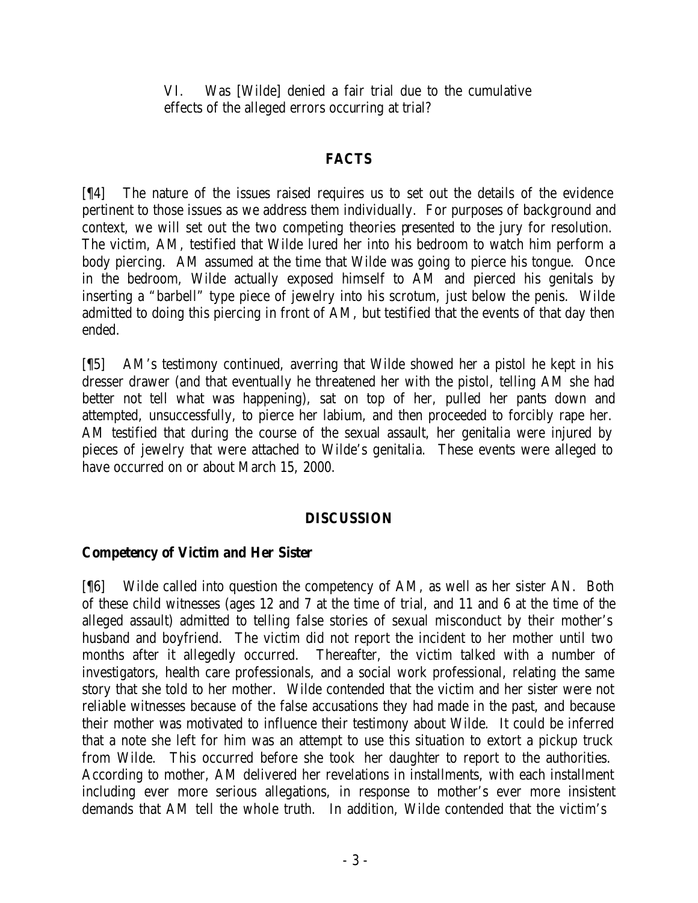VI. Was [Wilde] denied a fair trial due to the cumulative effects of the alleged errors occurring at trial?

## FACTS

[¶4] The nature of the issues raised requires us to set out the details of the evidence pertinent to those issues as we address them individually. For purposes of background and context, we will set out the two competing theories presented to the jury for resolution. The victim, AM, testified that Wilde lured her into his bedroom to watch him perform a body piercing. AM assumed at the time that Wilde was going to pierce his tongue. Once in the bedroom, Wilde actually exposed himself to AM and pierced his genitals by inserting a "barbell" type piece of jewelry into his scrotum, just below the penis. Wilde admitted to doing this piercing in front of AM, but testified that the events of that day then ended.

[¶5] AM's testimony continued, averring that Wilde showed her a pistol he kept in his dresser drawer (and that eventually he threatened her with the pistol, telling AM she had better not tell what was happening), sat on top of her, pulled her pants down and attempted, unsuccessfully, to pierce her labium, and then proceeded to forcibly rape her. AM testified that during the course of the sexual assault, her genitalia were injured by pieces of jewelry that were attached to Wilde's genitalia. These events were alleged to have occurred on or about March 15, 2000.

## DISCUSSION

### Competency of Victim and Her Sister

[¶6] Wilde called into question the competency of AM, as well as her sister AN. Both of these child witnesses (ages 12 and 7 at the time of trial, and 11 and 6 at the time of the alleged assault) admitted to telling false stories of sexual misconduct by their mother's husband and boyfriend. The victim did not report the incident to her mother until two months after it allegedly occurred. Thereafter, the victim talked with a number of investigators, health care professionals, and a social work professional, relating the same story that she told to her mother. Wilde contended that the victim and her sister were not reliable witnesses because of the false accusations they had made in the past, and because their mother was motivated to influence their testimony about Wilde. It could be inferred that a note she left for him was an attempt to use this situation to extort a pickup truck from Wilde. This occurred before she took her daughter to report to the authorities. According to mother, AM delivered her revelations in installments, with each installment including ever more serious allegations, in response to mother's ever more insistent demands that AM tell the whole truth. In addition, Wilde contended that the victim's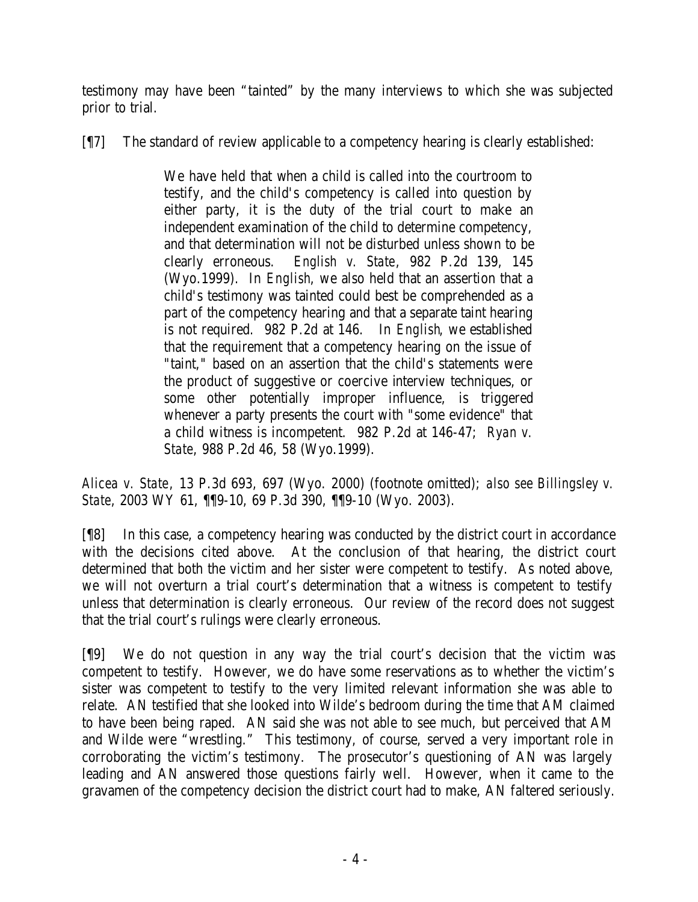testimony may have been "tainted" by the many interviews to which she was subjected prior to trial.

[¶7] The standard of review applicable to a competency hearing is clearly established:

> We have held that when a child is called into the courtroom to testify, and the child's competency is called into question by either party, it is the duty of the trial court to make an independent examination of the child to determine competency, and that determination will not be disturbed unless shown to be clearly erroneous. *English v. State*, 982 P.2d 139, 145 (Wyo.1999). In *English*, we also held that an assertion that a child's testimony was tainted could best be comprehended as a part of the competency hearing and that a separate taint hearing is not required. 982 P.2d at 146. In *English*, we established that the requirement that a competency hearing on the issue of "taint," based on an assertion that the child's statements were the product of suggestive or coercive interview techniques, or some other potentially improper influence, is triggered whenever a party presents the court with "some evidence" that a child witness is incompetent. 982 P.2d at 146-47; *Ryan v. State*, 988 P.2d 46, 58 (Wyo.1999).

*Alicea v. State*, 13 P.3d 693, 697 (Wyo. 2000) (footnote omitted); *also see Billingsley v. State*, 2003 WY 61, ¶¶9-10, 69 P.3d 390, ¶¶9-10 (Wyo. 2003).

[¶8] In this case, a competency hearing was conducted by the district court in accordance with the decisions cited above. At the conclusion of that hearing, the district court determined that both the victim and her sister were competent to testify. As noted above, we will not overturn a trial court's determination that a witness is competent to testify unless that determination is clearly erroneous. Our review of the record does not suggest that the trial court's rulings were clearly erroneous.

[¶9] We do not question in any way the trial court's decision that the victim was competent to testify. However, we do have some reservations as to whether the victim's sister was competent to testify to the very limited relevant information she was able to relate. AN testified that she looked into Wilde's bedroom during the time that AM claimed to have been being raped. AN said she was not able to see much, but perceived that AM and Wilde were "wrestling." This testimony, of course, served a very important role in corroborating the victim's testimony. The prosecutor's questioning of AN was largely leading and AN answered those questions fairly well. However, when it came to the gravamen of the competency decision the district court had to make, AN faltered seriously.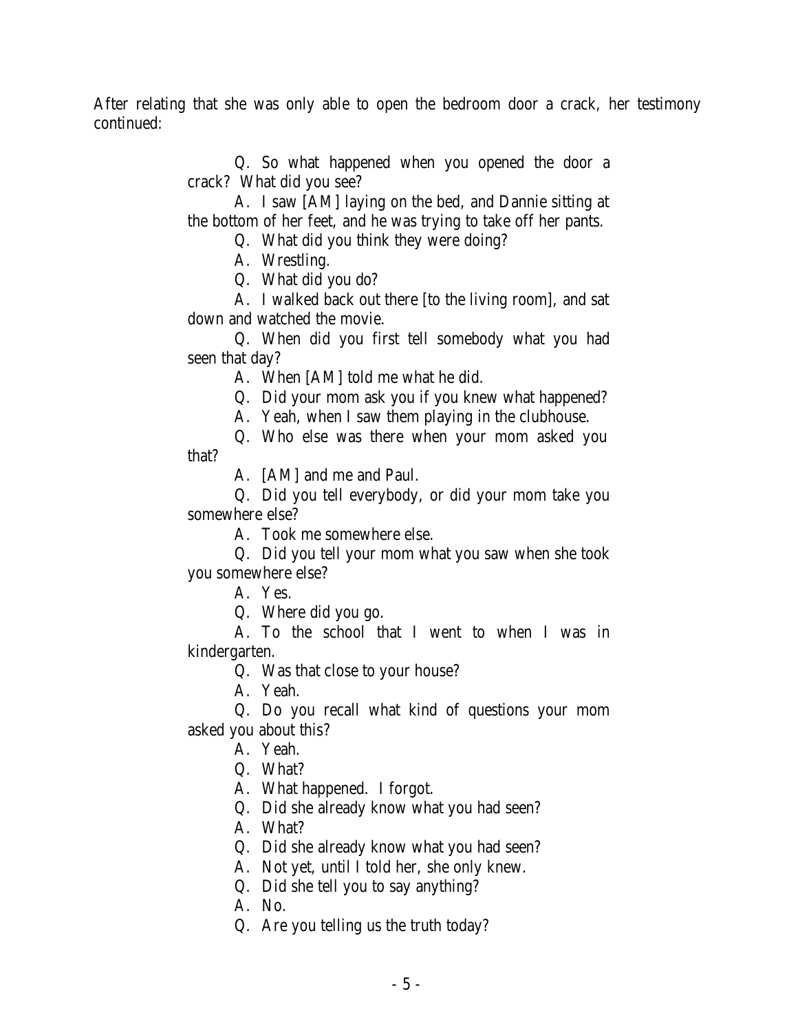After relating that she was only able to open the bedroom door a crack, her testimony continued:

> Q. So what happened when you opened the door a crack? What did you see?
>
> A. I saw [AM] laying on the bed, and Dannie sitting at the bottom of her feet, and he was trying to take off her pants.
>
> Q. What did you think they were doing?
>
> A. Wrestling.
>
> Q. What did you do?
>
> A. I walked back out there [to the living room], and sat down and watched the movie.
>
> Q. When did you first tell somebody what you had seen that day?
>
> A. When [AM] told me what he did.
>
> Q. Did your mom ask you if you knew what happened?
>
> A. Yeah, when I saw them playing in the clubhouse.
>
> Q. Who else was there when your mom asked you that?
>
> A. [AM] and me and Paul.
>
> Q. Did you tell everybody, or did your mom take you somewhere else?
>
> A. Took me somewhere else.
>
> Q. Did you tell your mom what you saw when she took you somewhere else?
>
> A. Yes.
>
> Q. Where did you go.
>
> A. To the school that I went to when I was in kindergarten.
>
> Q. Was that close to your house?
>
> A. Yeah.
>
> Q. Do you recall what kind of questions your mom asked you about this?
>
> A. Yeah.
>
> Q. What?
>
> A. What happened. I forgot.
>
> Q. Did she already know what you had seen?
>
> A. What?
>
> Q. Did she already know what you had seen?
>
> A. Not yet, until I told her, she only knew.
>
> Q. Did she tell you to say anything?
>
> A. No.
>
> Q. Are you telling us the truth today?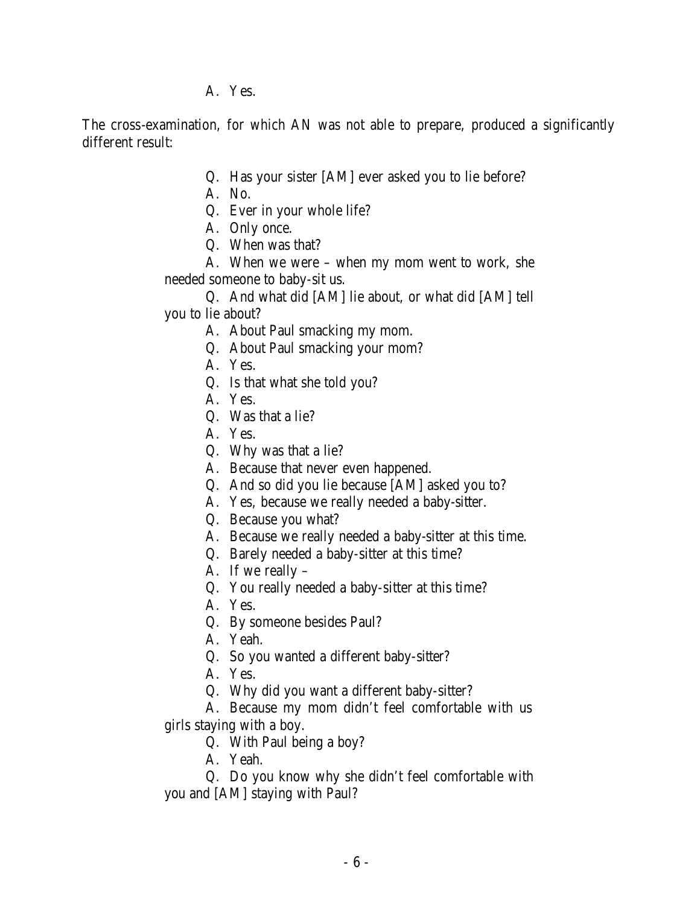A. Yes.

The cross-examination, for which AN was not able to prepare, produced a significantly different result:

> Q. Has your sister [AM] ever asked you to lie before?
>
> A. No.
>
> Q. Ever in your whole life?
>
> A. Only once.
>
> Q. When was that?
>
> A. When we were – when my mom went to work, she needed someone to baby-sit us.
>
> Q. And what did [AM] lie about, or what did [AM] tell you to lie about?
>
> A. About Paul smacking my mom.
>
> Q. About Paul smacking your mom?
>
> A. Yes.
>
> Q. Is that what she told you?
>
> A. Yes.
>
> Q. Was that a lie?
>
> A. Yes.
>
> Q. Why was that a lie?
>
> A. Because that never even happened.
>
> Q. And so did you lie because [AM] asked you to?
>
> A. Yes, because we really needed a baby-sitter.
>
> Q. Because you what?
>
> A. Because we really needed a baby-sitter at this time.
>
> Q. Barely needed a baby-sitter at this time?
>
> A. If we really –
>
> Q. You really needed a baby-sitter at this time?
>
> A. Yes.
>
> Q. By someone besides Paul?
>
> A. Yeah.
>
> Q. So you wanted a different baby-sitter?
>
> A. Yes.
>
> Q. Why did you want a different baby-sitter?
>
> A. Because my mom didn't feel comfortable with us girls staying with a boy.
>
> Q. With Paul being a boy?
>
> A. Yeah.
>
> Q. Do you know why she didn't feel comfortable with you and [AM] staying with Paul?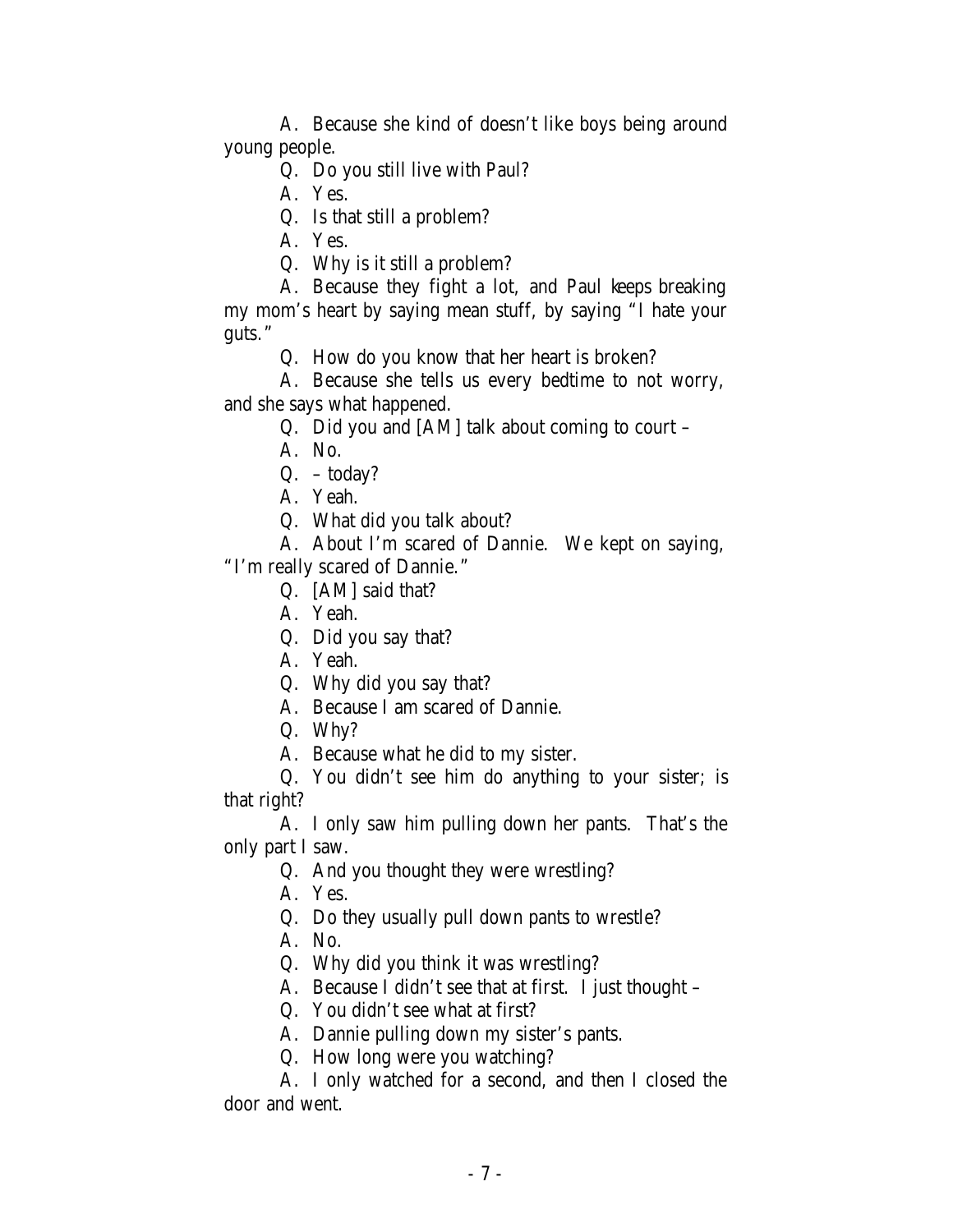A. Because she kind of doesn't like boys being around young people.

Q. Do you still live with Paul?

A. Yes.

Q. Is that still a problem?

A. Yes.

Q. Why is it still a problem?

A. Because they fight a lot, and Paul keeps breaking my mom's heart by saying mean stuff, by saying "I hate your guts."

Q. How do you know that her heart is broken?

A. Because she tells us every bedtime to not worry, and she says what happened.

Q. Did you and [AM] talk about coming to court –

A. No.

Q. – today?

A. Yeah.

Q. What did you talk about?

A. About I'm scared of Dannie. We kept on saying, "I'm really scared of Dannie."

Q. [AM] said that?

A. Yeah.

Q. Did you say that?

A. Yeah.

Q. Why did you say that?

A. Because I am scared of Dannie.

Q. Why?

A. Because what he did to my sister.

Q. You didn't see him do anything to your sister; is that right?

A. I only saw him pulling down her pants. That's the only part I saw.

Q. And you thought they were wrestling?

A. Yes.

Q. Do they usually pull down pants to wrestle?

A. No.

Q. Why did you think it was wrestling?

A. Because I didn't see that at first. I just thought –

Q. You didn't see what at first?

A. Dannie pulling down my sister's pants.

Q. How long were you watching?

A. I only watched for a second, and then I closed the door and went.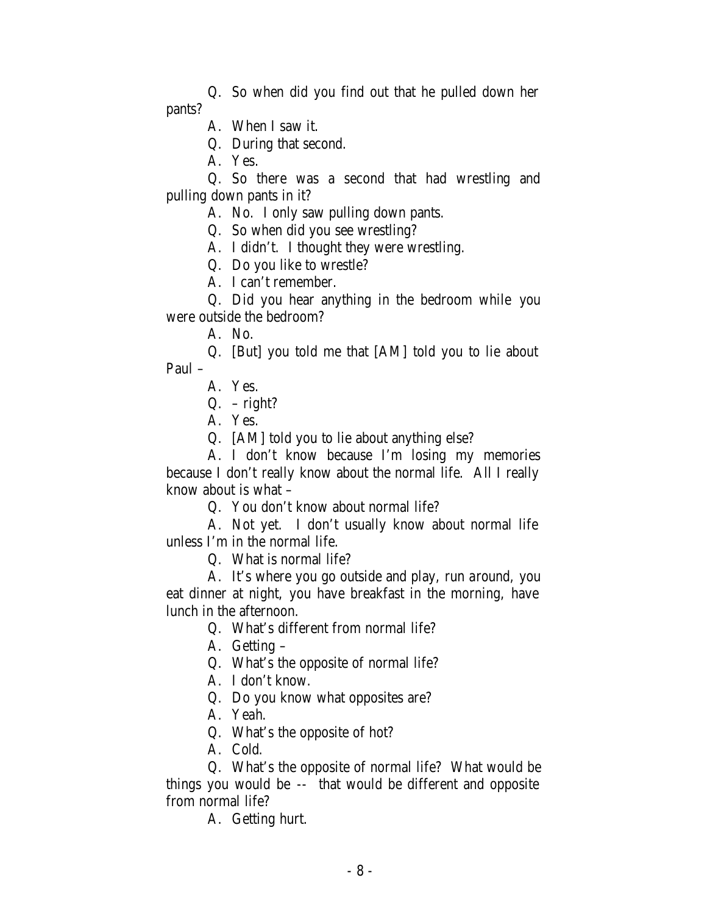Q. So when did you find out that he pulled down her pants?

A. When I saw it.

Q. During that second.

A. Yes.

Q. So there was a second that had wrestling and pulling down pants in it?

A. No. I only saw pulling down pants.

Q. So when did you see wrestling?

A. I didn't. I thought they were wrestling.

Q. Do you like to wrestle?

A. I can't remember.

Q. Did you hear anything in the bedroom while you were outside the bedroom?

A. No.

Q. [But] you told me that [AM] told you to lie about Paul –

A. Yes.

Q. – right?

A. Yes.

Q. [AM] told you to lie about anything else?

A. I don't know because I'm losing my memories because I don't really know about the normal life. All I really know about is what –

Q. You don't know about normal life?

A. Not yet. I don't usually know about normal life unless I'm in the normal life.

Q. What is normal life?

A. It's where you go outside and play, run around, you eat dinner at night, you have breakfast in the morning, have lunch in the afternoon.

Q. What's different from normal life?

A. Getting –

Q. What's the opposite of normal life?

A. I don't know.

Q. Do you know what opposites are?

A. Yeah.

Q. What's the opposite of hot?

A. Cold.

Q. What's the opposite of normal life? What would be things you would be -- that would be different and opposite from normal life?

A. Getting hurt.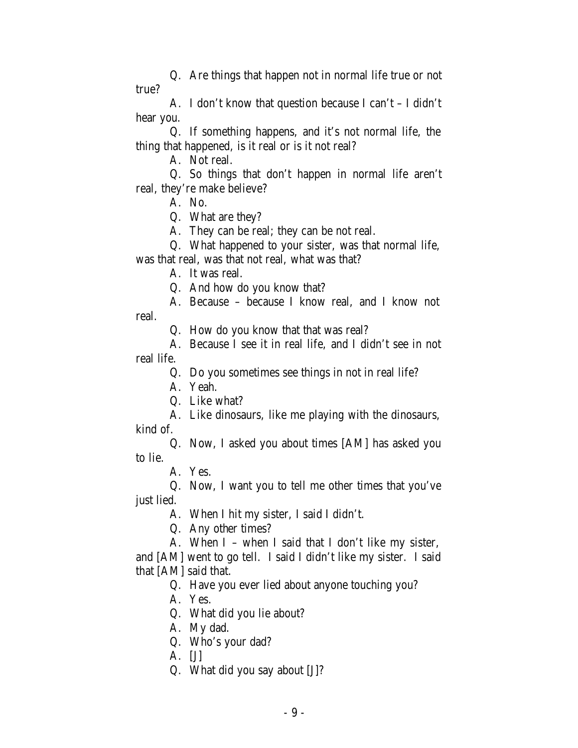Q. Are things that happen not in normal life true or not true?

A. I don't know that question because I can't – I didn't hear you.

Q. If something happens, and it's not normal life, the thing that happened, is it real or is it not real?

A. Not real.

Q. So things that don't happen in normal life aren't real, they're make believe?

A. No.

Q. What are they?

A. They can be real; they can be not real.

Q. What happened to your sister, was that normal life, was that real, was that not real, what was that?

A. It was real.

Q. And how do you know that?

A. Because – because I know real, and I know not real.

Q. How do you know that that was real?

A. Because I see it in real life, and I didn't see in not real life.

Q. Do you sometimes see things in not in real life?

A. Yeah.

Q. Like what?

A. Like dinosaurs, like me playing with the dinosaurs, kind of.

Q. Now, I asked you about times [AM] has asked you to lie.

A. Yes.

Q. Now, I want you to tell me other times that you've just lied.

A. When I hit my sister, I said I didn't.

Q. Any other times?

A. When I – when I said that I don't like my sister, and [AM] went to go tell. I said I didn't like my sister. I said that [AM] said that.

Q. Have you ever lied about anyone touching you?

A. Yes.

Q. What did you lie about?

A. My dad.

Q. Who's your dad?

A. [J]

Q. What did you say about [J]?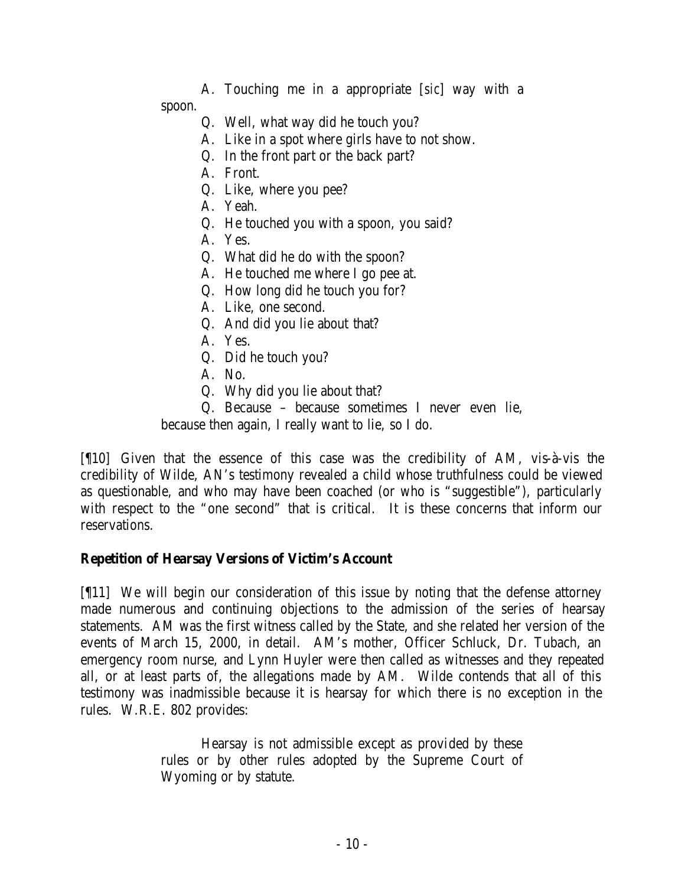A. Touching me in a appropriate [*sic*] way with a spoon.

Q. Well, what way did he touch you?

A. Like in a spot where girls have to not show.

Q. In the front part or the back part?

A. Front.

Q. Like, where you pee?

A. Yeah.

Q. He touched you with a spoon, you said?

A. Yes.

Q. What did he do with the spoon?

A. He touched me where I go pee at.

Q. How long did he touch you for?

A. Like, one second.

Q. And did you lie about that?

A. Yes.

Q. Did he touch you?

A. No.

Q. Why did you lie about that?

Q. Because – because sometimes I never even lie, because then again, I really want to lie, so I do.

[¶10] Given that the essence of this case was the credibility of AM, vis-à-vis the credibility of Wilde, AN's testimony revealed a child whose truthfulness could be viewed as questionable, and who may have been coached (or who is "suggestible"), particularly with respect to the "one second" that is critical. It is these concerns that inform our reservations.

**Repetition of Hearsay Versions of Victim's Account**

[¶11] We will begin our consideration of this issue by noting that the defense attorney made numerous and continuing objections to the admission of the series of hearsay statements. AM was the first witness called by the State, and she related her version of the events of March 15, 2000, in detail. AM's mother, Officer Schluck, Dr. Tubach, an emergency room nurse, and Lynn Huyler were then called as witnesses and they repeated all, or at least parts of, the allegations made by AM. Wilde contends that all of this testimony was inadmissible because it is hearsay for which there is no exception in the rules. W.R.E. 802 provides:

> Hearsay is not admissible except as provided by these rules or by other rules adopted by the Supreme Court of Wyoming or by statute.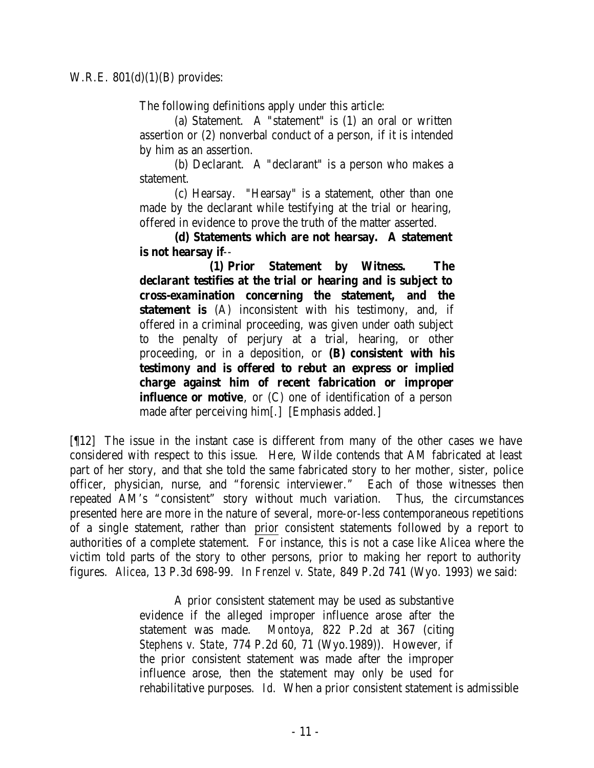W.R.E. 801(d)(1)(B) provides:

> The following definitions apply under this article:
>
> (a) Statement. A "statement" is (1) an oral or written assertion or (2) nonverbal conduct of a person, if it is intended by him as an assertion.
>
> (b) Declarant. A "declarant" is a person who makes a statement.
>
> (c) Hearsay. "Hearsay" is a statement, other than one made by the declarant while testifying at the trial or hearing, offered in evidence to prove the truth of the matter asserted.
>
> **(d) Statements which are not hearsay. A statement is not hearsay if**--
>
> **(1) Prior Statement by Witness. The declarant testifies at the trial or hearing and is subject to cross-examination concerning the statement, and the statement is** (A) inconsistent with his testimony, and, if offered in a criminal proceeding, was given under oath subject to the penalty of perjury at a trial, hearing, or other proceeding, or in a deposition, or **(B) consistent with his testimony and is offered to rebut an express or implied charge against him of recent fabrication or improper influence or motive**, or (C) one of identification of a person made after perceiving him[.] [Emphasis added.]

[¶12] The issue in the instant case is different from many of the other cases we have considered with respect to this issue. Here, Wilde contends that AM fabricated at least part of her story, and that she told the same fabricated story to her mother, sister, police officer, physician, nurse, and "forensic interviewer." Each of those witnesses then repeated AM's "consistent" story without much variation. Thus, the circumstances presented here are more in the nature of several, more-or-less contemporaneous repetitions of a single statement, rather than <u>prior</u> consistent statements followed by a report to authorities of a complete statement. For instance, this is not a case like *Alicea* where the victim told parts of the story to other persons, prior to making her report to authority figures. *Alicea*, 13 P.3d 698-99. In *Frenzel v. State*, 849 P.2d 741 (Wyo. 1993) we said:

> A prior consistent statement may be used as substantive evidence if the alleged improper influence arose after the statement was made. *Montoya*, 822 P.2d at 367 (citing *Stephens v. State*, 774 P.2d 60, 71 (Wyo.1989)). However, if the prior consistent statement was made after the improper influence arose, then the statement may only be used for rehabilitative purposes. *Id.* When a prior consistent statement is admissible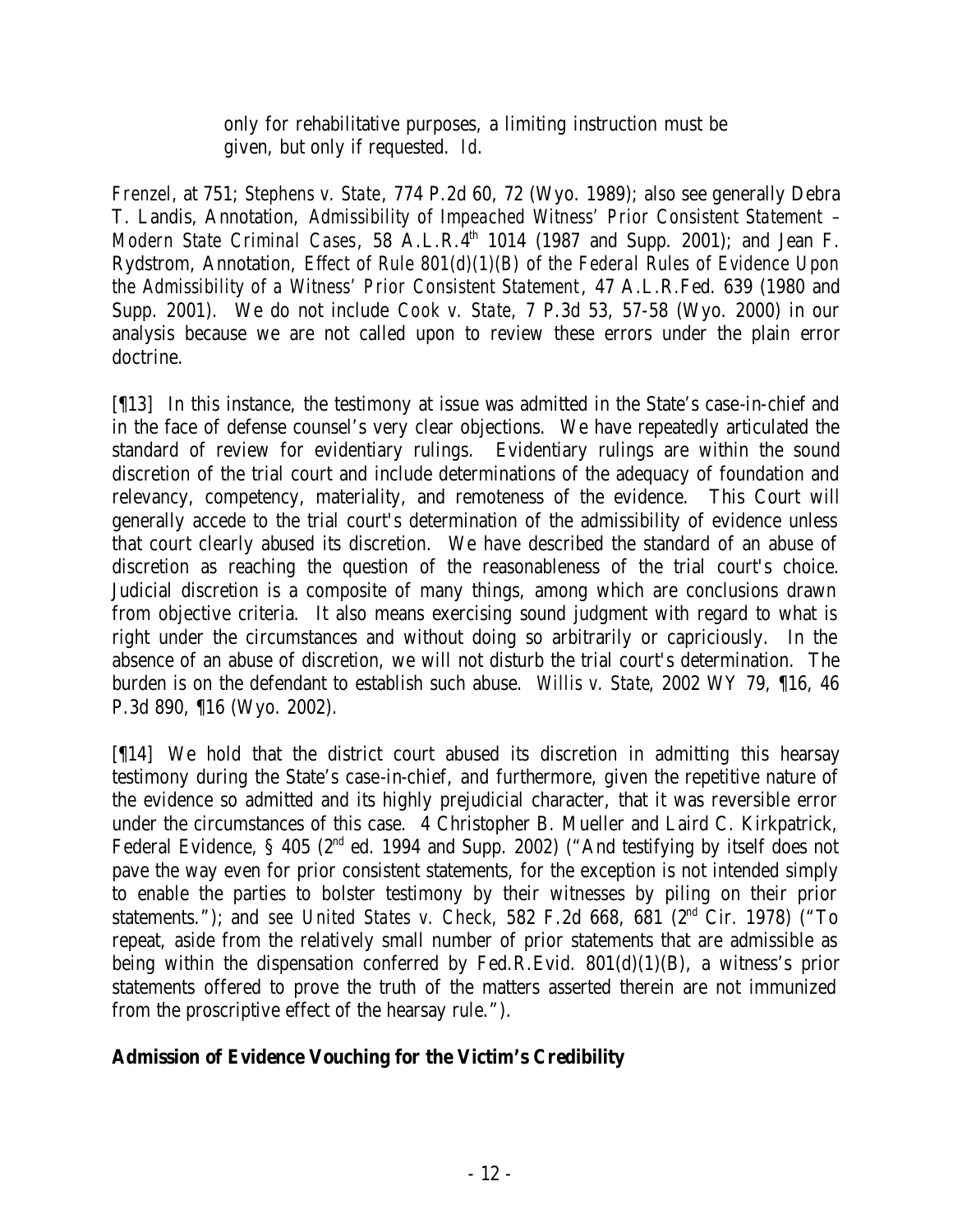> only for rehabilitative purposes, a limiting instruction must be given, but only if requested. *Id.*

*Frenzel*, at 751; *Stephens v. State*, 774 P.2d 60, 72 (Wyo. 1989); also see generally Debra T. Landis, Annotation, *Admissibility of Impeached Witness' Prior Consistent Statement – Modern State Criminal Cases*, 58 A.L.R.4th 1014 (1987 and Supp. 2001); and Jean F. Rydstrom, Annotation, *Effect of Rule 801(d)(1)(B) of the Federal Rules of Evidence Upon the Admissibility of a Witness' Prior Consistent Statement*, 47 A.L.R.Fed. 639 (1980 and Supp. 2001). We do not include *Cook v. State*, 7 P.3d 53, 57-58 (Wyo. 2000) in our analysis because we are not called upon to review these errors under the plain error doctrine.

[¶13] In this instance, the testimony at issue was admitted in the State's case-in-chief and in the face of defense counsel's very clear objections. We have repeatedly articulated the standard of review for evidentiary rulings. Evidentiary rulings are within the sound discretion of the trial court and include determinations of the adequacy of foundation and relevancy, competency, materiality, and remoteness of the evidence. This Court will generally accede to the trial court's determination of the admissibility of evidence unless that court clearly abused its discretion. We have described the standard of an abuse of discretion as reaching the question of the reasonableness of the trial court's choice. Judicial discretion is a composite of many things, among which are conclusions drawn from objective criteria. It also means exercising sound judgment with regard to what is right under the circumstances and without doing so arbitrarily or capriciously. In the absence of an abuse of discretion, we will not disturb the trial court's determination. The burden is on the defendant to establish such abuse. *Willis v. State*, 2002 WY 79, ¶16, 46 P.3d 890, ¶16 (Wyo. 2002).

[¶14] We hold that the district court abused its discretion in admitting this hearsay testimony during the State's case-in-chief, and furthermore, given the repetitive nature of the evidence so admitted and its highly prejudicial character, that it was reversible error under the circumstances of this case. 4 Christopher B. Mueller and Laird C. Kirkpatrick, Federal Evidence, § 405 (2nd ed. 1994 and Supp. 2002) ("And testifying by itself does not pave the way even for prior consistent statements, for the exception is not intended simply to enable the parties to bolster testimony by their witnesses by piling on their prior statements."); and *see United States v. Check*, 582 F.2d 668, 681 (2nd Cir. 1978) ("To repeat, aside from the relatively small number of prior statements that are admissible as being within the dispensation conferred by Fed.R.Evid. 801(d)(1)(B), a witness's prior statements offered to prove the truth of the matters asserted therein are not immunized from the proscriptive effect of the hearsay rule.").

**Admission of Evidence Vouching for the Victim's Credibility**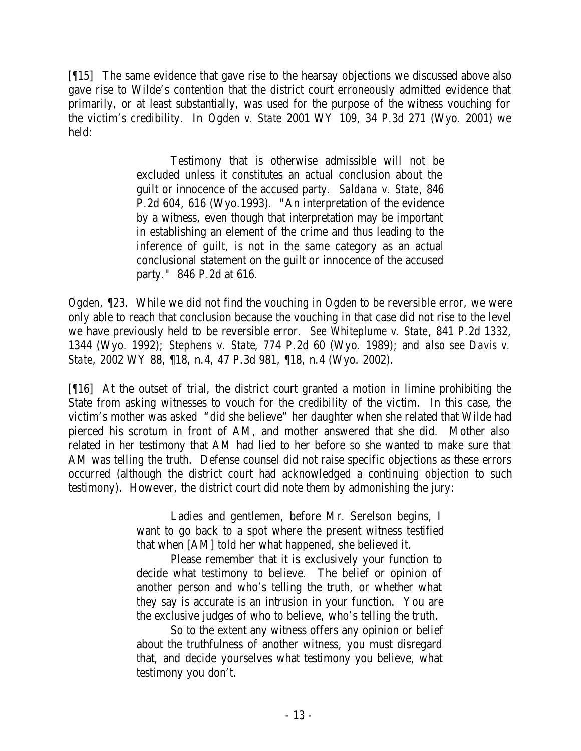[¶15] The same evidence that gave rise to the hearsay objections we discussed above also gave rise to Wilde's contention that the district court erroneously admitted evidence that primarily, or at least substantially, was used for the purpose of the witness vouching for the victim's credibility. In *Ogden v. State* 2001 WY 109, 34 P.3d 271 (Wyo. 2001) we held:

> Testimony that is otherwise admissible will not be excluded unless it constitutes an actual conclusion about the guilt or innocence of the accused party. *Saldana v. State*, 846 P.2d 604, 616 (Wyo.1993). "An interpretation of the evidence by a witness, even though that interpretation may be important in establishing an element of the crime and thus leading to the inference of guilt, is not in the same category as an actual conclusional statement on the guilt or innocence of the accused party." 846 P.2d at 616.

*Ogden*, ¶23. While we did not find the vouching in *Ogden* to be reversible error, we were only able to reach that conclusion because the vouching in that case did not rise to the level we have previously held to be reversible error. *See Whiteplume v. State*, 841 P.2d 1332, 1344 (Wyo. 1992); *Stephens v. State*, 774 P.2d 60 (Wyo. 1989); and *also see Davis v. State*, 2002 WY 88, ¶18, n.4, 47 P.3d 981, ¶18, n.4 (Wyo. 2002).

[¶16] At the outset of trial, the district court granted a motion in limine prohibiting the State from asking witnesses to vouch for the credibility of the victim. In this case, the victim's mother was asked "did she believe" her daughter when she related that Wilde had pierced his scrotum in front of AM, and mother answered that she did. Mother also related in her testimony that AM had lied to her before so she wanted to make sure that AM was telling the truth. Defense counsel did not raise specific objections as these errors occurred (although the district court had acknowledged a continuing objection to such testimony). However, the district court did note them by admonishing the jury:

> Ladies and gentlemen, before Mr. Serelson begins, I want to go back to a spot where the present witness testified that when [AM] told her what happened, she believed it.
>
> Please remember that it is exclusively your function to decide what testimony to believe. The belief or opinion of another person and who's telling the truth, or whether what they say is accurate is an intrusion in your function. You are the exclusive judges of who to believe, who's telling the truth.
>
> So to the extent any witness offers any opinion or belief about the truthfulness of another witness, you must disregard that, and decide yourselves what testimony you believe, what testimony you don't.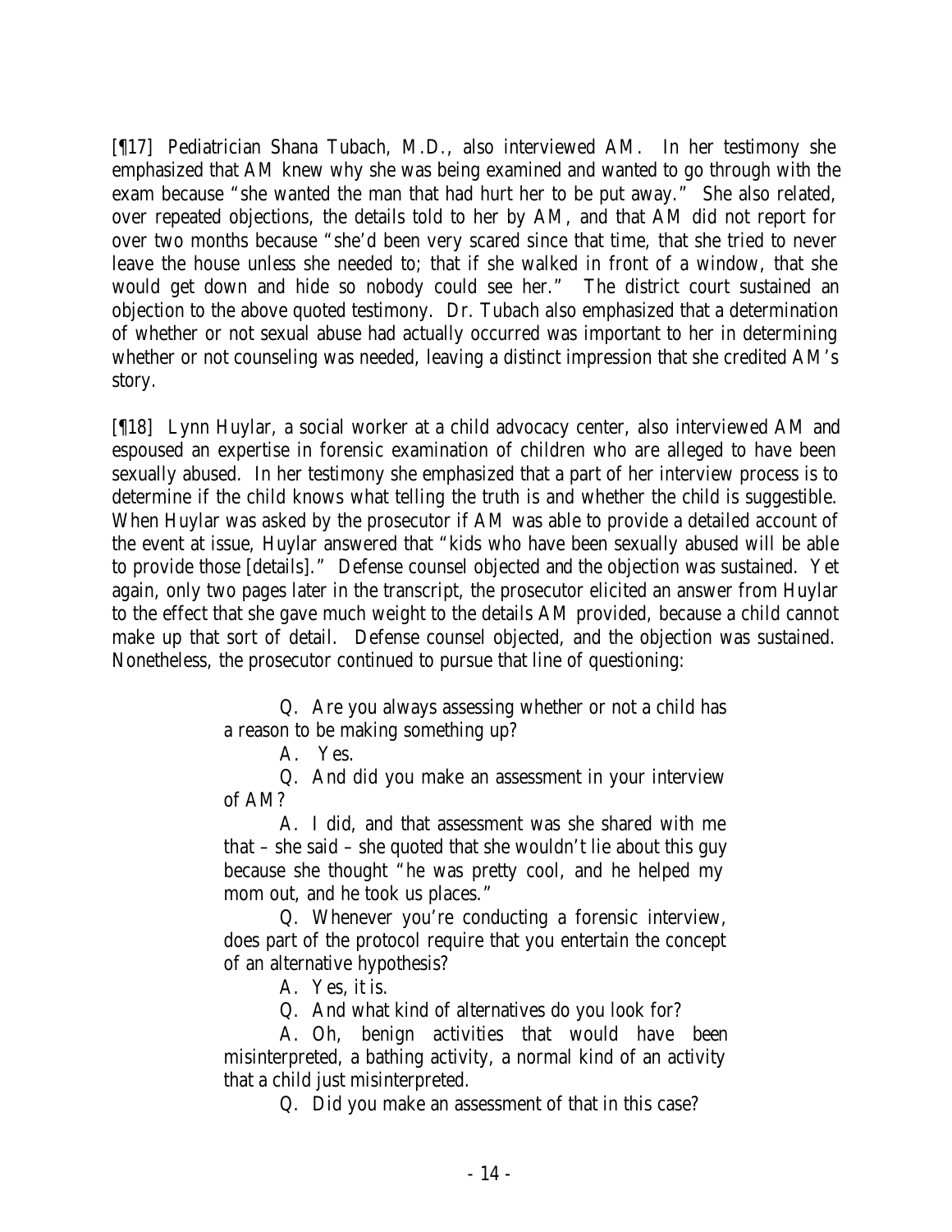[¶17] Pediatrician Shana Tubach, M.D., also interviewed AM. In her testimony she emphasized that AM knew why she was being examined and wanted to go through with the exam because "she wanted the man that had hurt her to be put away." She also related, over repeated objections, the details told to her by AM, and that AM did not report for over two months because "she'd been very scared since that time, that she tried to never leave the house unless she needed to; that if she walked in front of a window, that she would get down and hide so nobody could see her." The district court sustained an objection to the above quoted testimony. Dr. Tubach also emphasized that a determination of whether or not sexual abuse had actually occurred was important to her in determining whether or not counseling was needed, leaving a distinct impression that she credited AM's story.

[¶18] Lynn Huylar, a social worker at a child advocacy center, also interviewed AM and espoused an expertise in forensic examination of children who are alleged to have been sexually abused. In her testimony she emphasized that a part of her interview process is to determine if the child knows what telling the truth is and whether the child is suggestible. When Huylar was asked by the prosecutor if AM was able to provide a detailed account of the event at issue, Huylar answered that "kids who have been sexually abused will be able to provide those [details]." Defense counsel objected and the objection was sustained. Yet again, only two pages later in the transcript, the prosecutor elicited an answer from Huylar to the effect that she gave much weight to the details AM provided, because a child cannot make up that sort of detail. Defense counsel objected, and the objection was sustained. Nonetheless, the prosecutor continued to pursue that line of questioning:

> Q. Are you always assessing whether or not a child has a reason to be making something up?
>
> A. Yes.
>
> Q. And did you make an assessment in your interview of AM?
>
> A. I did, and that assessment was she shared with me that – she said – she quoted that she wouldn't lie about this guy because she thought "he was pretty cool, and he helped my mom out, and he took us places."
>
> Q. Whenever you're conducting a forensic interview, does part of the protocol require that you entertain the concept of an alternative hypothesis?
>
> A. Yes, it is.
>
> Q. And what kind of alternatives do you look for?
>
> A. Oh, benign activities that would have been misinterpreted, a bathing activity, a normal kind of an activity that a child just misinterpreted.
>
> Q. Did you make an assessment of that in this case?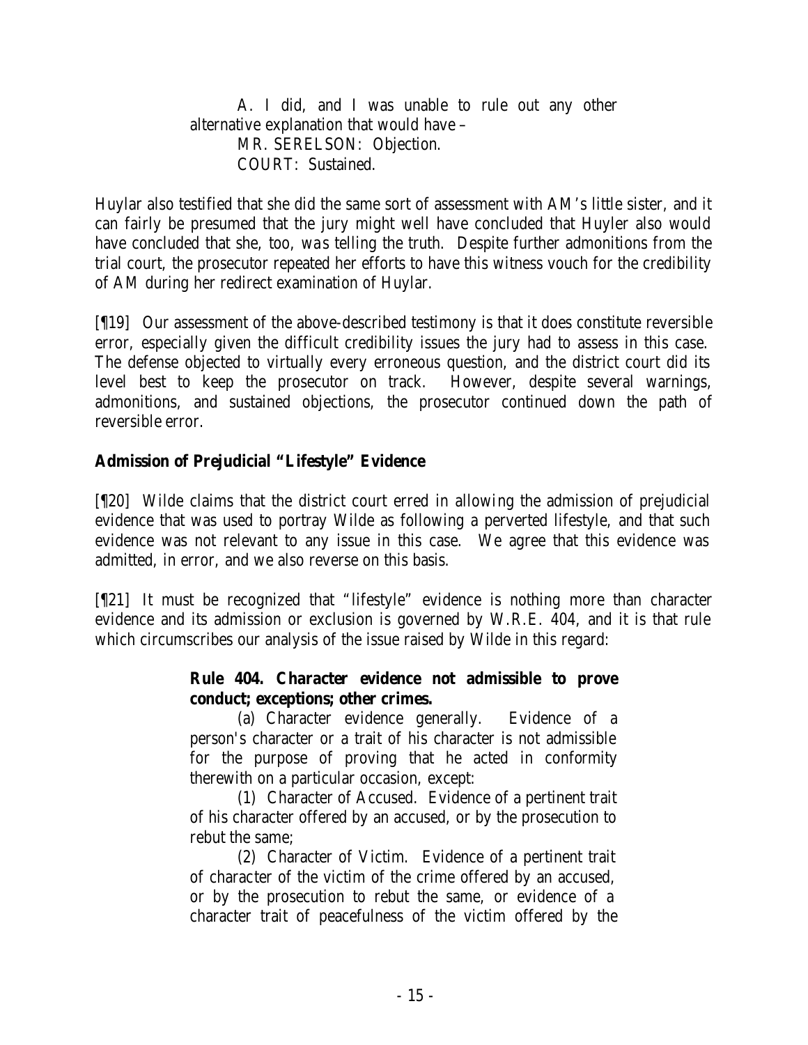A. I did, and I was unable to rule out any other alternative explanation that would have –

MR. SERELSON: Objection.

COURT: Sustained.

Huylar also testified that she did the same sort of assessment with AM's little sister, and it can fairly be presumed that the jury might well have concluded that Huyler also would have concluded that she, too, *was* telling the truth. Despite further admonitions from the trial court, the prosecutor repeated her efforts to have this witness vouch for the credibility of AM during her redirect examination of Huylar.

[¶19] Our assessment of the above-described testimony is that it does constitute reversible error, especially given the difficult credibility issues the jury had to assess in this case. The defense objected to virtually every erroneous question, and the district court did its level best to keep the prosecutor on track. However, despite several warnings, admonitions, and sustained objections, the prosecutor continued down the path of reversible error.

**Admission of Prejudicial "Lifestyle" Evidence**

[¶20] Wilde claims that the district court erred in allowing the admission of prejudicial evidence that was used to portray Wilde as following a perverted lifestyle, and that such evidence was not relevant to any issue in this case. We agree that this evidence was admitted, in error, and we also reverse on this basis.

[¶21] It must be recognized that "lifestyle" evidence is nothing more than character evidence and its admission or exclusion is governed by W.R.E. 404, and it is that rule which circumscribes our analysis of the issue raised by Wilde in this regard:

> **Rule 404. Character evidence not admissible to prove conduct; exceptions; other crimes.**
>
> (a) Character evidence generally. Evidence of a person's character or a trait of his character is not admissible for the purpose of proving that he acted in conformity therewith on a particular occasion, except:
>
> (1) Character of Accused. Evidence of a pertinent trait of his character offered by an accused, or by the prosecution to rebut the same;
>
> (2) Character of Victim. Evidence of a pertinent trait of character of the victim of the crime offered by an accused, or by the prosecution to rebut the same, or evidence of a character trait of peacefulness of the victim offered by the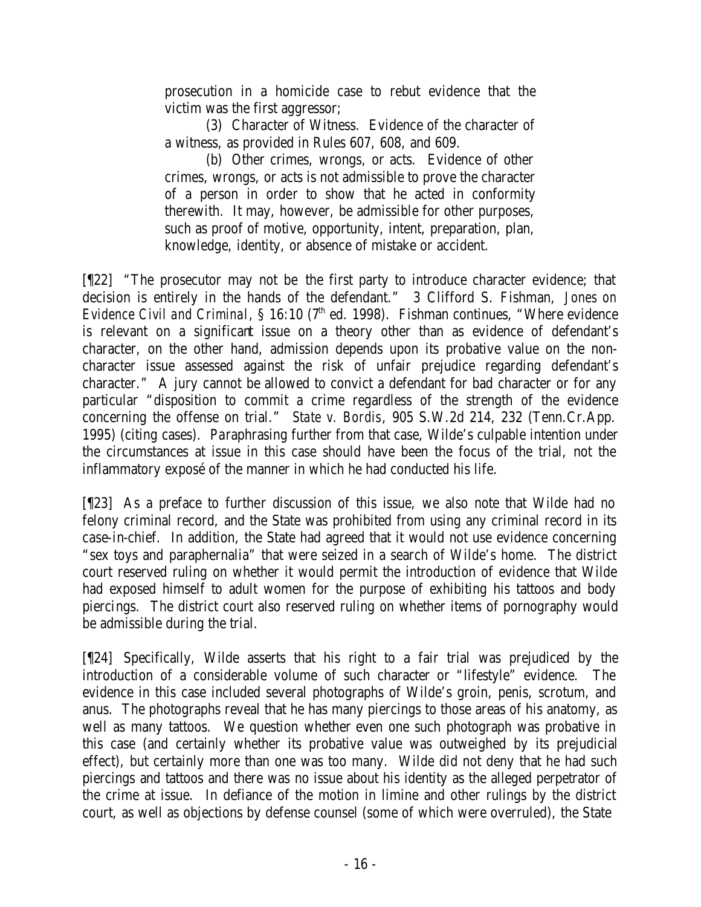prosecution in a homicide case to rebut evidence that the victim was the first aggressor;

(3) Character of Witness. Evidence of the character of a witness, as provided in Rules 607, 608, and 609.

(b) Other crimes, wrongs, or acts. Evidence of other crimes, wrongs, or acts is not admissible to prove the character of a person in order to show that he acted in conformity therewith. It may, however, be admissible for other purposes, such as proof of motive, opportunity, intent, preparation, plan, knowledge, identity, or absence of mistake or accident.

[¶22] "The prosecutor may not be the first party to introduce character evidence; that decision is entirely in the hands of the defendant." 3 Clifford S. Fishman, *Jones on Evidence Civil and Criminal*, § 16:10 (7th ed. 1998). Fishman continues, "Where evidence is relevant on a significant issue on a theory other than as evidence of defendant's character, on the other hand, admission depends upon its probative value on the non-character issue assessed against the risk of unfair prejudice regarding defendant's character." A jury cannot be allowed to convict a defendant for bad character or for any particular "disposition to commit a crime regardless of the strength of the evidence concerning the offense on trial." *State v. Bordis*, 905 S.W.2d 214, 232 (Tenn.Cr.App. 1995) (citing cases). Paraphrasing further from that case, Wilde's culpable intention under the circumstances at issue in this case should have been the focus of the trial, not the inflammatory exposé of the manner in which he had conducted his life.

[¶23] As a preface to further discussion of this issue, we also note that Wilde had no felony criminal record, and the State was prohibited from using any criminal record in its case-in-chief. In addition, the State had agreed that it would not use evidence concerning "sex toys and paraphernalia" that were seized in a search of Wilde's home. The district court reserved ruling on whether it would permit the introduction of evidence that Wilde had exposed himself to adult women for the purpose of exhibiting his tattoos and body piercings. The district court also reserved ruling on whether items of pornography would be admissible during the trial.

[¶24] Specifically, Wilde asserts that his right to a fair trial was prejudiced by the introduction of a considerable volume of such character or "lifestyle" evidence. The evidence in this case included several photographs of Wilde's groin, penis, scrotum, and anus. The photographs reveal that he has many piercings to those areas of his anatomy, as well as many tattoos. We question whether even one such photograph was probative in this case (and certainly whether its probative value was outweighed by its prejudicial effect), but certainly more than one was too many. Wilde did not deny that he had such piercings and tattoos and there was no issue about his identity as the alleged perpetrator of the crime at issue. In defiance of the motion in limine and other rulings by the district court, as well as objections by defense counsel (some of which were overruled), the State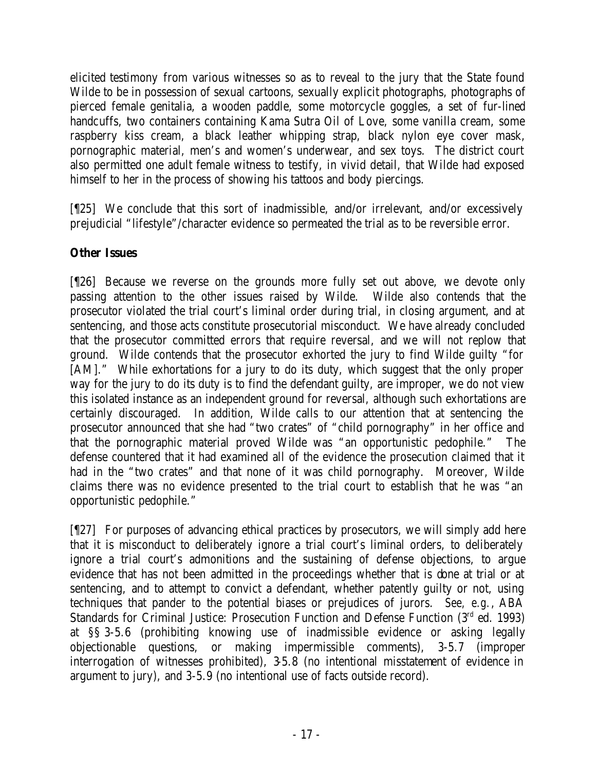elicited testimony from various witnesses so as to reveal to the jury that the State found Wilde to be in possession of sexual cartoons, sexually explicit photographs, photographs of pierced female genitalia, a wooden paddle, some motorcycle goggles, a set of fur-lined handcuffs, two containers containing Kama Sutra Oil of Love, some vanilla cream, some raspberry kiss cream, a black leather whipping strap, black nylon eye cover mask, pornographic material, men's and women's underwear, and sex toys. The district court also permitted one adult female witness to testify, in vivid detail, that Wilde had exposed himself to her in the process of showing his tattoos and body piercings.

[¶25] We conclude that this sort of inadmissible, and/or irrelevant, and/or excessively prejudicial "lifestyle"/character evidence so permeated the trial as to be reversible error.

**Other Issues**

[¶26] Because we reverse on the grounds more fully set out above, we devote only passing attention to the other issues raised by Wilde. Wilde also contends that the prosecutor violated the trial court's liminal order during trial, in closing argument, and at sentencing, and those acts constitute prosecutorial misconduct. We have already concluded that the prosecutor committed errors that require reversal, and we will not replow that ground. Wilde contends that the prosecutor exhorted the jury to find Wilde guilty "for [AM]." While exhortations for a jury to do its duty, which suggest that the only proper way for the jury to do its duty is to find the defendant guilty, are improper, we do not view this isolated instance as an independent ground for reversal, although such exhortations are certainly discouraged. In addition, Wilde calls to our attention that at sentencing the prosecutor announced that she had "two crates" of "child pornography" in her office and that the pornographic material proved Wilde was "an opportunistic pedophile." The defense countered that it had examined all of the evidence the prosecution claimed that it had in the "two crates" and that none of it was child pornography. Moreover, Wilde claims there was no evidence presented to the trial court to establish that he was "an opportunistic pedophile."

[¶27] For purposes of advancing ethical practices by prosecutors, we will simply add here that it is misconduct to deliberately ignore a trial court's liminal orders, to deliberately ignore a trial court's admonitions and the sustaining of defense objections, to argue evidence that has not been admitted in the proceedings whether that is done at trial or at sentencing, and to attempt to convict a defendant, whether patently guilty or not, using techniques that pander to the potential biases or prejudices of jurors. *See, e.g.*, ABA Standards for Criminal Justice: Prosecution Function and Defense Function (3rd ed. 1993) at §§ 3-5.6 (prohibiting knowing use of inadmissible evidence or asking legally objectionable questions, or making impermissible comments), 3-5.7 (improper interrogation of witnesses prohibited), 3-5.8 (no intentional misstatement of evidence in argument to jury), and 3-5.9 (no intentional use of facts outside record).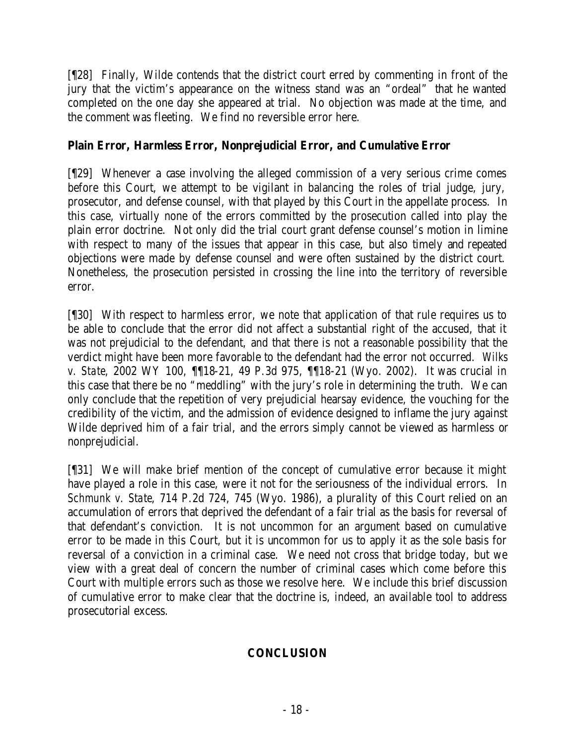[¶28] Finally, Wilde contends that the district court erred by commenting in front of the jury that the victim's appearance on the witness stand was an "ordeal" that he wanted completed on the one day she appeared at trial. No objection was made at the time, and the comment was fleeting. We find no reversible error here.

**Plain Error, Harmless Error, Nonprejudicial Error, and Cumulative Error**

[¶29] Whenever a case involving the alleged commission of a very serious crime comes before this Court, we attempt to be vigilant in balancing the roles of trial judge, jury, prosecutor, and defense counsel, with that played by this Court in the appellate process. In this case, virtually none of the errors committed by the prosecution called into play the plain error doctrine. Not only did the trial court grant defense counsel's motion in limine with respect to many of the issues that appear in this case, but also timely and repeated objections were made by defense counsel and were often sustained by the district court. Nonetheless, the prosecution persisted in crossing the line into the territory of reversible error.

[¶30] With respect to harmless error, we note that application of that rule requires us to be able to conclude that the error did not affect a substantial right of the accused, that it was not prejudicial to the defendant, and that there is not a reasonable possibility that the verdict might have been more favorable to the defendant had the error not occurred. *Wilks v. State*, 2002 WY 100, ¶¶18-21, 49 P.3d 975, ¶¶18-21 (Wyo. 2002). It was crucial in this case that there be no "meddling" with the jury's role in determining the truth. We can only conclude that the repetition of very prejudicial hearsay evidence, the vouching for the credibility of the victim, and the admission of evidence designed to inflame the jury against Wilde deprived him of a fair trial, and the errors simply cannot be viewed as harmless or nonprejudicial.

[¶31] We will make brief mention of the concept of cumulative error because it might have played a role in this case, were it not for the seriousness of the individual errors. In *Schmunk v. State*, 714 P.2d 724, 745 (Wyo. 1986), a plurality of this Court relied on an accumulation of errors that deprived the defendant of a fair trial as the basis for reversal of that defendant's conviction. It is not uncommon for an argument based on cumulative error to be made in this Court, but it is uncommon for us to apply it as the sole basis for reversal of a conviction in a criminal case. We need not cross that bridge today, but we view with a great deal of concern the number of criminal cases which come before this Court with multiple errors such as those we resolve here. We include this brief discussion of cumulative error to make clear that the doctrine is, indeed, an available tool to address prosecutorial excess.

## CONCLUSION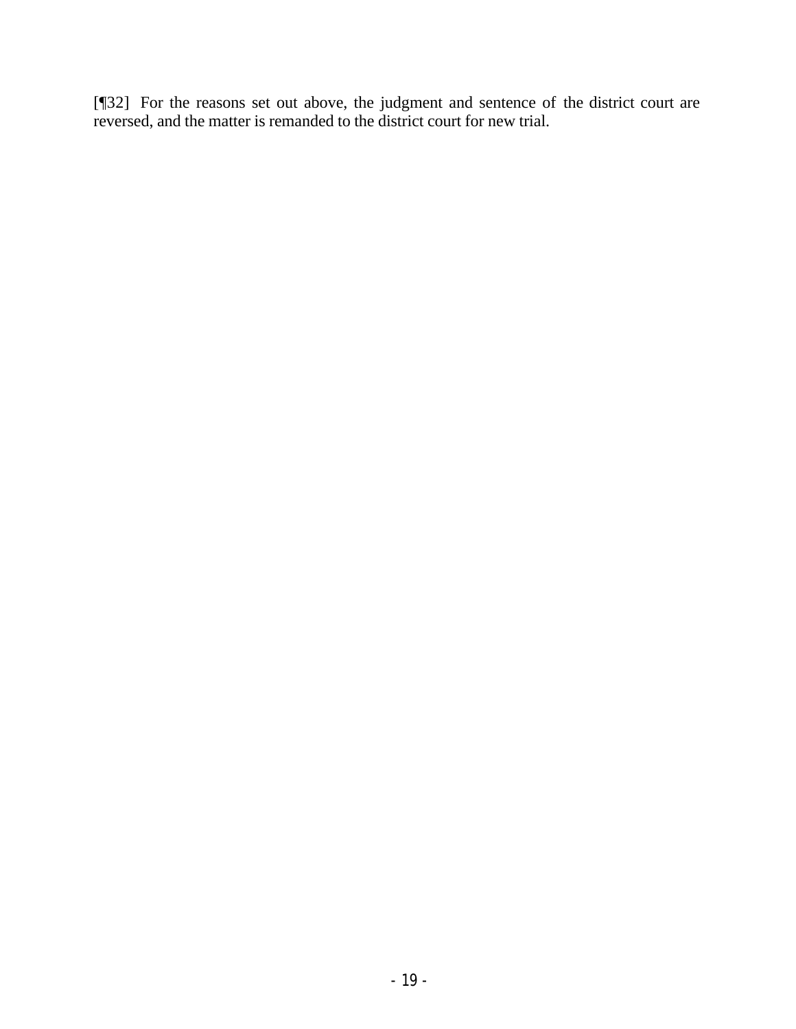[¶32] For the reasons set out above, the judgment and sentence of the district court are reversed, and the matter is remanded to the district court for new trial.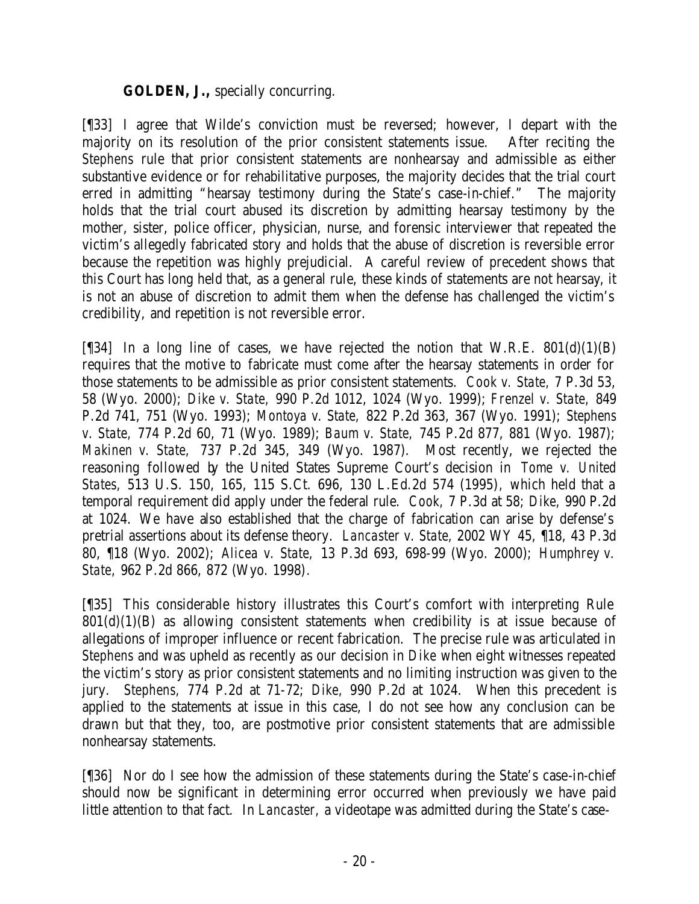**GOLDEN, J.,** specially concurring.

[¶33] I agree that Wilde's conviction must be reversed; however, I depart with the majority on its resolution of the prior consistent statements issue. After reciting the *Stephens* rule that prior consistent statements are nonhearsay and admissible as either substantive evidence or for rehabilitative purposes, the majority decides that the trial court erred in admitting "hearsay testimony during the State's case-in-chief." The majority holds that the trial court abused its discretion by admitting hearsay testimony by the mother, sister, police officer, physician, nurse, and forensic interviewer that repeated the victim's allegedly fabricated story and holds that the abuse of discretion is reversible error because the repetition was highly prejudicial. A careful review of precedent shows that this Court has long held that, as a general rule, these kinds of statements are not hearsay, it is not an abuse of discretion to admit them when the defense has challenged the victim's credibility, and repetition is not reversible error.

[¶34] In a long line of cases, we have rejected the notion that W.R.E. 801(d)(1)(B) requires that the motive to fabricate must come after the hearsay statements in order for those statements to be admissible as prior consistent statements. *Cook v. State*, 7 P.3d 53, 58 (Wyo. 2000); *Dike v. State*, 990 P.2d 1012, 1024 (Wyo. 1999); *Frenzel v. State*, 849 P.2d 741, 751 (Wyo. 1993); *Montoya v. State*, 822 P.2d 363, 367 (Wyo. 1991); *Stephens v. State*, 774 P.2d 60, 71 (Wyo. 1989); *Baum v. State*, 745 P.2d 877, 881 (Wyo. 1987); *Makinen v. State*, 737 P.2d 345, 349 (Wyo. 1987). Most recently, we rejected the reasoning followed by the United States Supreme Court's decision in *Tome v. United States*, 513 U.S. 150, 165, 115 S.Ct. 696, 130 L.Ed.2d 574 (1995), which held that a temporal requirement did apply under the federal rule. *Cook*, 7 P.3d at 58; *Dike*, 990 P.2d at 1024. We have also established that the charge of fabrication can arise by defense's pretrial assertions about its defense theory. *Lancaster v. State*, 2002 WY 45, ¶18, 43 P.3d 80, ¶18 (Wyo. 2002); *Alicea v. State*, 13 P.3d 693, 698-99 (Wyo. 2000); *Humphrey v. State*, 962 P.2d 866, 872 (Wyo. 1998).

[¶35] This considerable history illustrates this Court's comfort with interpreting Rule 801(d)(1)(B) as allowing consistent statements when credibility is at issue because of allegations of improper influence or recent fabrication. The precise rule was articulated in *Stephens* and was upheld as recently as our decision in *Dike* when eight witnesses repeated the victim's story as prior consistent statements and no limiting instruction was given to the jury. *Stephens*, 774 P.2d at 71-72; *Dike*, 990 P.2d at 1024. When this precedent is applied to the statements at issue in this case, I do not see how any conclusion can be drawn but that they, too, are postmotive prior consistent statements that are admissible nonhearsay statements.

[¶36] Nor do I see how the admission of these statements during the State's case-in-chief should now be significant in determining error occurred when previously we have paid little attention to that fact. In *Lancaster*, a videotape was admitted during the State's case-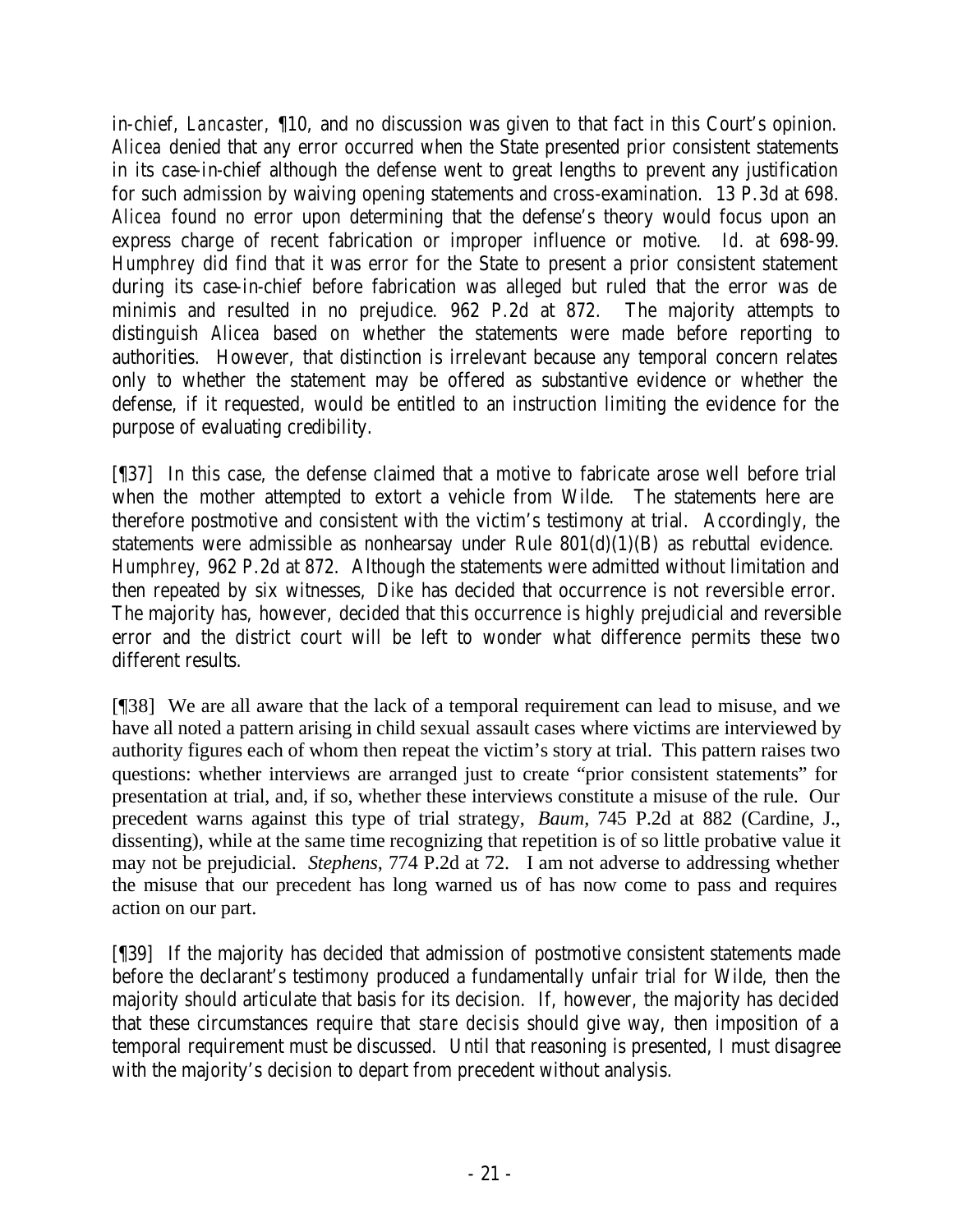in-chief, *Lancaster*, ¶10, and no discussion was given to that fact in this Court's opinion. *Alicea* denied that any error occurred when the State presented prior consistent statements in its case-in-chief although the defense went to great lengths to prevent any justification for such admission by waiving opening statements and cross-examination. 13 P.3d at 698. *Alicea* found no error upon determining that the defense's theory would focus upon an express charge of recent fabrication or improper influence or motive. *Id.* at 698-99. *Humphrey* did find that it was error for the State to present a prior consistent statement during its case-in-chief before fabrication was alleged but ruled that the error was de minimis and resulted in no prejudice. 962 P.2d at 872. The majority attempts to distinguish *Alicea* based on whether the statements were made before reporting to authorities. However, that distinction is irrelevant because any temporal concern relates only to whether the statement may be offered as substantive evidence or whether the defense, if it requested, would be entitled to an instruction limiting the evidence for the purpose of evaluating credibility.

[¶37] In this case, the defense claimed that a motive to fabricate arose well before trial when the mother attempted to extort a vehicle from Wilde. The statements here are therefore postmotive and consistent with the victim's testimony at trial. Accordingly, the statements were admissible as nonhearsay under Rule 801(d)(1)(B) as rebuttal evidence. *Humphrey*, 962 P.2d at 872. Although the statements were admitted without limitation and then repeated by six witnesses, *Dike* has decided that occurrence is not reversible error. The majority has, however, decided that this occurrence is highly prejudicial and reversible error and the district court will be left to wonder what difference permits these two different results.

[¶38] We are all aware that the lack of a temporal requirement can lead to misuse, and we have all noted a pattern arising in child sexual assault cases where victims are interviewed by authority figures each of whom then repeat the victim's story at trial. This pattern raises two questions: whether interviews are arranged just to create "prior consistent statements" for presentation at trial, and, if so, whether these interviews constitute a misuse of the rule. Our precedent warns against this type of trial strategy, *Baum*, 745 P.2d at 882 (Cardine, J., dissenting), while at the same time recognizing that repetition is of so little probative value it may not be prejudicial. *Stephens*, 774 P.2d at 72. I am not adverse to addressing whether the misuse that our precedent has long warned us of has now come to pass and requires action on our part.

[¶39] If the majority has decided that admission of postmotive consistent statements made before the declarant's testimony produced a fundamentally unfair trial for Wilde, then the majority should articulate that basis for its decision. If, however, the majority has decided that these circumstances require that *stare decisis* should give way, then imposition of a temporal requirement must be discussed. Until that reasoning is presented, I must disagree with the majority's decision to depart from precedent without analysis.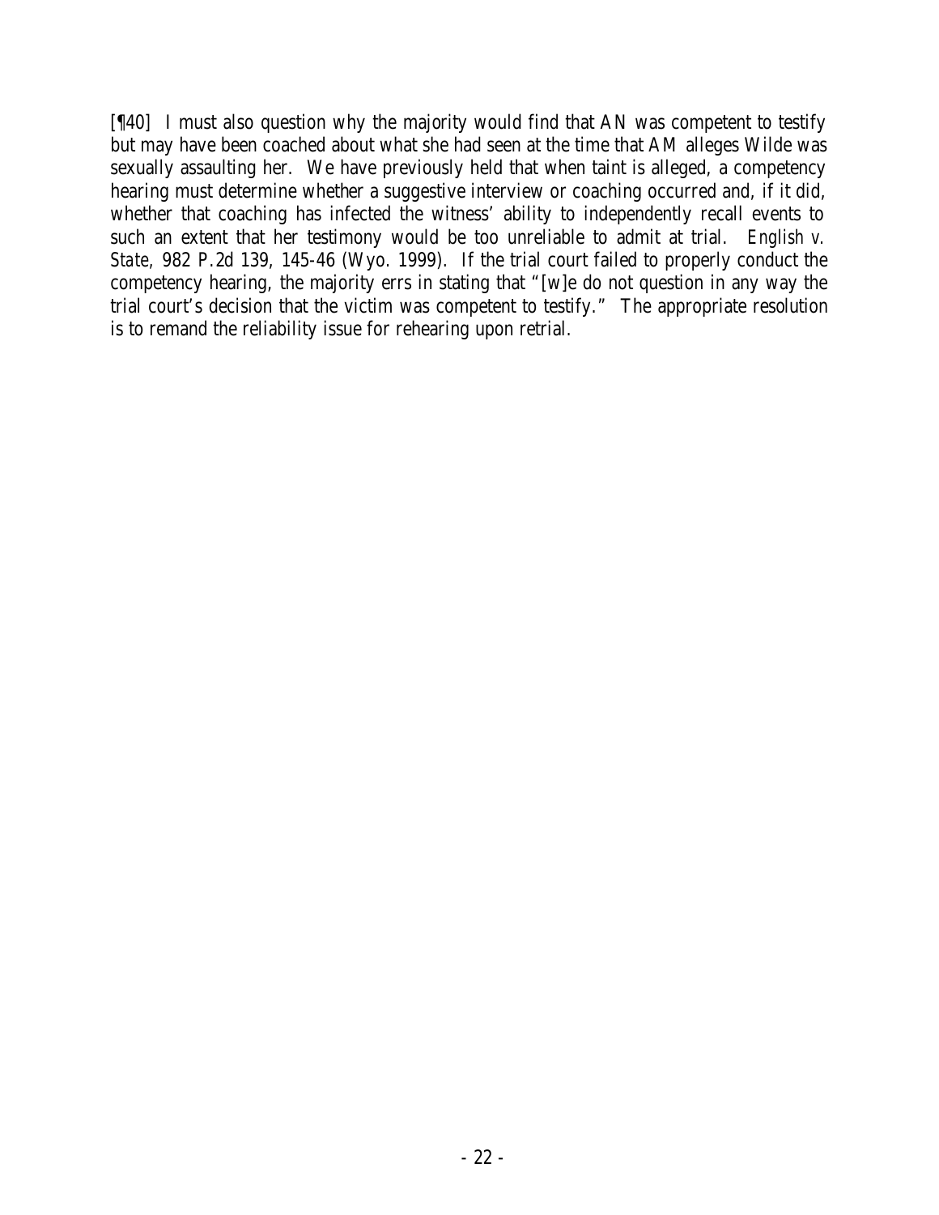[¶40] I must also question why the majority would find that AN was competent to testify but may have been coached about what she had seen at the time that AM alleges Wilde was sexually assaulting her. We have previously held that when taint is alleged, a competency hearing must determine whether a suggestive interview or coaching occurred and, if it did, whether that coaching has infected the witness' ability to independently recall events to such an extent that her testimony would be too unreliable to admit at trial. *English v. State*, 982 P.2d 139, 145-46 (Wyo. 1999). If the trial court failed to properly conduct the competency hearing, the majority errs in stating that "[w]e do not question in any way the trial court's decision that the victim was competent to testify." The appropriate resolution is to remand the reliability issue for rehearing upon retrial.